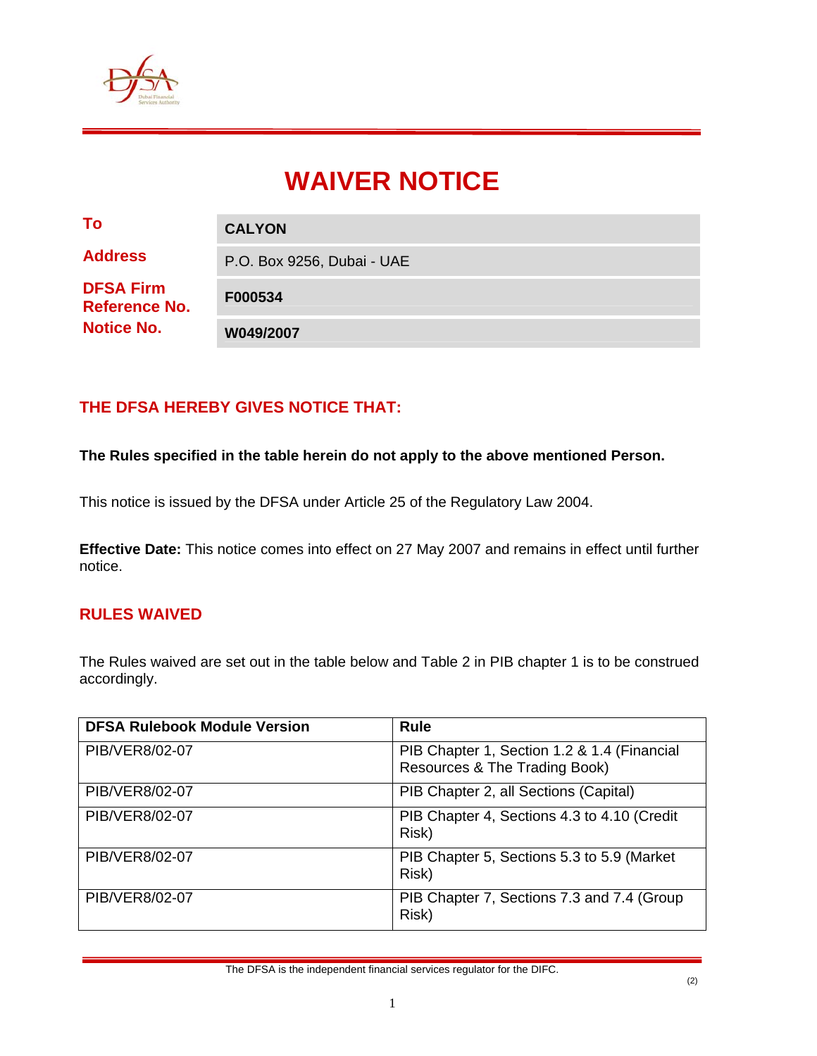# WAIVER NOTICE

| | |
|---|---|
| **To** | **CALYON** |
| **Address** | P.O. Box 9256, Dubai - UAE |
| **DFSA Firm Reference No.** | **F000534** |
| **Notice No.** | **W049/2007** |

## THE DFSA HEREBY GIVES NOTICE THAT:

**The Rules specified in the table herein do not apply to the above mentioned Person.**

This notice is issued by the DFSA under Article 25 of the Regulatory Law 2004.

**Effective Date:** This notice comes into effect on 27 May 2007 and remains in effect until further notice.

## RULES WAIVED

The Rules waived are set out in the table below and Table 2 in PIB chapter 1 is to be construed accordingly.

| DFSA Rulebook Module Version | Rule |
|---|---|
| PIB/VER8/02-07 | PIB Chapter 1, Section 1.2 & 1.4 (Financial Resources & The Trading Book) |
| PIB/VER8/02-07 | PIB Chapter 2, all Sections (Capital) |
| PIB/VER8/02-07 | PIB Chapter 4, Sections 4.3 to 4.10 (Credit Risk) |
| PIB/VER8/02-07 | PIB Chapter 5, Sections 5.3 to 5.9 (Market Risk) |
| PIB/VER8/02-07 | PIB Chapter 7, Sections 7.3 and 7.4 (Group Risk) |

The DFSA is the independent financial services regulator for the DIFC.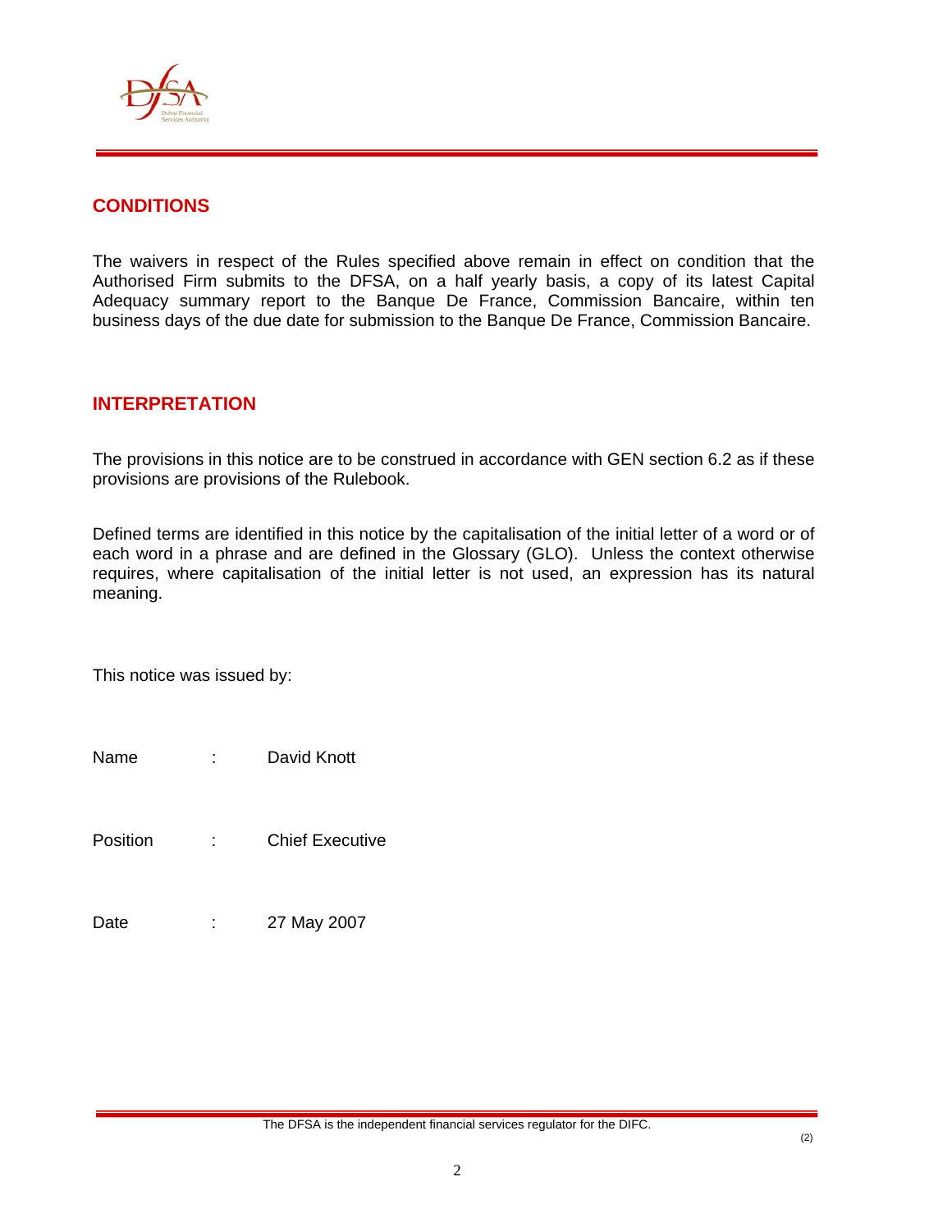## CONDITIONS

The waivers in respect of the Rules specified above remain in effect on condition that the Authorised Firm submits to the DFSA, on a half yearly basis, a copy of its latest Capital Adequacy summary report to the Banque De France, Commission Bancaire, within ten business days of the due date for submission to the Banque De France, Commission Bancaire.

## INTERPRETATION

The provisions in this notice are to be construed in accordance with GEN section 6.2 as if these provisions are provisions of the Rulebook.

Defined terms are identified in this notice by the capitalisation of the initial letter of a word or of each word in a phrase and are defined in the Glossary (GLO). Unless the context otherwise requires, where capitalisation of the initial letter is not used, an expression has its natural meaning.

This notice was issued by:

Name : David Knott

Position : Chief Executive

Date : 27 May 2007

The DFSA is the independent financial services regulator for the DIFC.